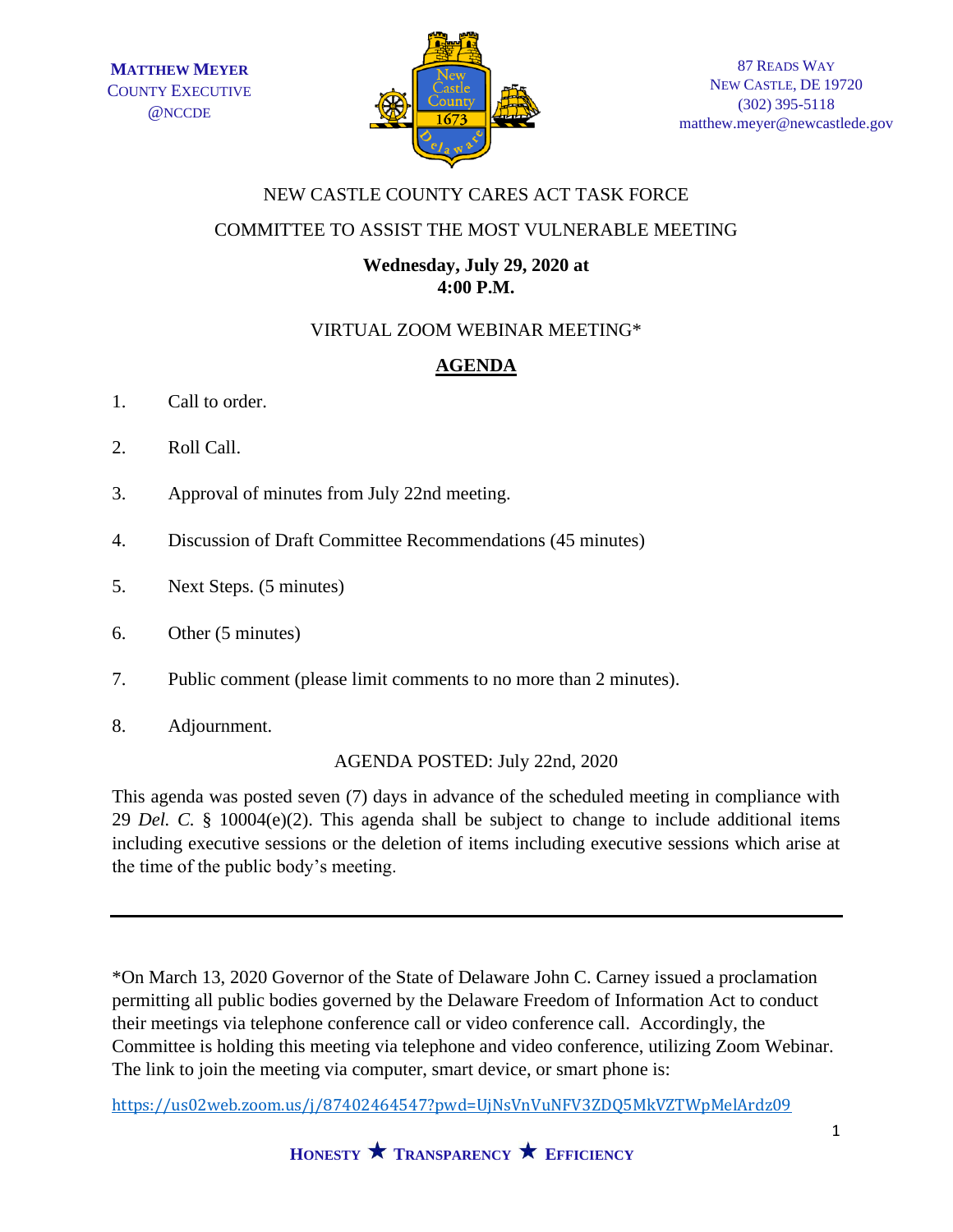**MATTHEW MEYER**
COUNTY EXECUTIVE
@NCCDE

87 READS WAY
NEW CASTLE, DE 19720
(302) 395-5118
matthew.meyer@newcastlede.gov

NEW CASTLE COUNTY CARES ACT TASK FORCE

COMMITTEE TO ASSIST THE MOST VULNERABLE MEETING

**Wednesday, July 29, 2020 at**
**4:00 P.M.**

VIRTUAL ZOOM WEBINAR MEETING*

## AGENDA

1. Call to order.

2. Roll Call.

3. Approval of minutes from July 22nd meeting.

4. Discussion of Draft Committee Recommendations (45 minutes)

5. Next Steps. (5 minutes)

6. Other (5 minutes)

7. Public comment (please limit comments to no more than 2 minutes).

8. Adjournment.

AGENDA POSTED: July 22nd, 2020

This agenda was posted seven (7) days in advance of the scheduled meeting in compliance with 29 *Del. C.* § 10004(e)(2). This agenda shall be subject to change to include additional items including executive sessions or the deletion of items including executive sessions which arise at the time of the public body's meeting.

---

*On March 13, 2020 Governor of the State of Delaware John C. Carney issued a proclamation permitting all public bodies governed by the Delaware Freedom of Information Act to conduct their meetings via telephone conference call or video conference call. Accordingly, the Committee is holding this meeting via telephone and video conference, utilizing Zoom Webinar. The link to join the meeting via computer, smart device, or smart phone is:

https://us02web.zoom.us/j/87402464547?pwd=UjNsVnVuNFV3ZDQ5MkVZTWpMelArdz09

**HONESTY ★ TRANSPARENCY ★ EFFICIENCY**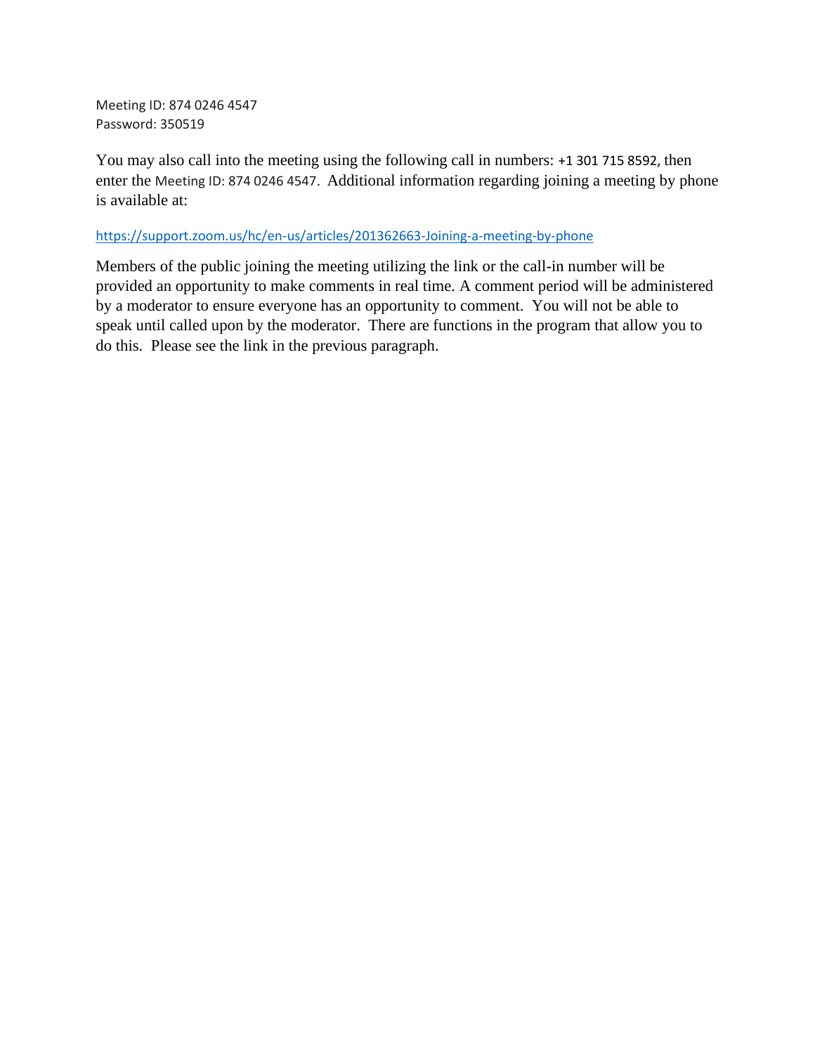Meeting ID: 874 0246 4547
Password: 350519

You may also call into the meeting using the following call in numbers: +1 301 715 8592, then enter the Meeting ID: 874 0246 4547. Additional information regarding joining a meeting by phone is available at:

https://support.zoom.us/hc/en-us/articles/201362663-Joining-a-meeting-by-phone

Members of the public joining the meeting utilizing the link or the call-in number will be provided an opportunity to make comments in real time. A comment period will be administered by a moderator to ensure everyone has an opportunity to comment. You will not be able to speak until called upon by the moderator. There are functions in the program that allow you to do this. Please see the link in the previous paragraph.